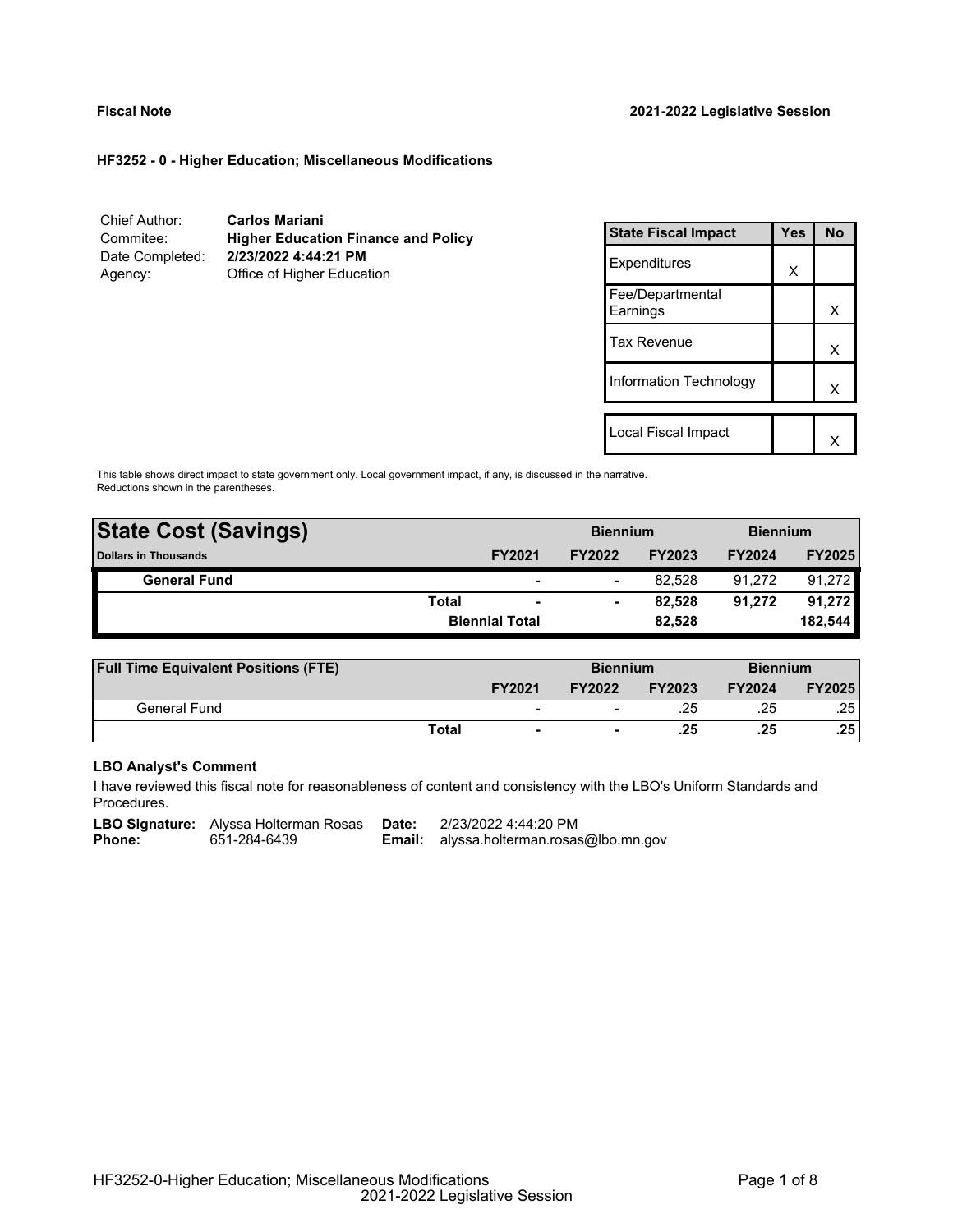**Fiscal Note** **2021-2022 Legislative Session**

**HF3252 - 0 - Higher Education; Miscellaneous Modifications**

| | |
|---|---|
| Chief Author: | **Carlos Mariani** |
| Commitee: | **Higher Education Finance and Policy** |
| Date Completed: | **2/23/2022 4:44:21 PM** |
| Agency: | Office of Higher Education |

| State Fiscal Impact | Yes | No |
|---|---|---|
| Expenditures | X | |
| Fee/Departmental Earnings | | X |
| Tax Revenue | | X |
| Information Technology | | X |
| | | |
| Local Fiscal Impact | | X |

This table shows direct impact to state government only. Local government impact, if any, is discussed in the narrative. Reductions shown in the parentheses.

| **State Cost (Savings)** | | | **Biennium** | | **Biennium** | |
|---|---|---|---|---|---|---|
| **Dollars in Thousands** | | **FY2021** | **FY2022** | **FY2023** | **FY2024** | **FY2025** |
| **General Fund** | | - | - | 82,528 | 91,272 | 91,272 |
| | **Total** | **-** | **-** | **82,528** | **91,272** | **91,272** |
| | | **Biennial Total** | | **82,528** | | **182,544** |

| **Full Time Equivalent Positions (FTE)** | | | **Biennium** | | **Biennium** | |
|---|---|---|---|---|---|---|
| | | **FY2021** | **FY2022** | **FY2023** | **FY2024** | **FY2025** |
| General Fund | | - | - | .25 | .25 | .25 |
| | **Total** | **-** | **-** | **.25** | **.25** | **.25** |

**LBO Analyst's Comment**

I have reviewed this fiscal note for reasonableness of content and consistency with the LBO's Uniform Standards and Procedures.

| | | | |
|---|---|---|---|
| **LBO Signature:** | Alyssa Holterman Rosas | **Date:** | 2/23/2022 4:44:20 PM |
| **Phone:** | 651-284-6439 | **Email:** | alyssa.holterman.rosas@lbo.mn.gov |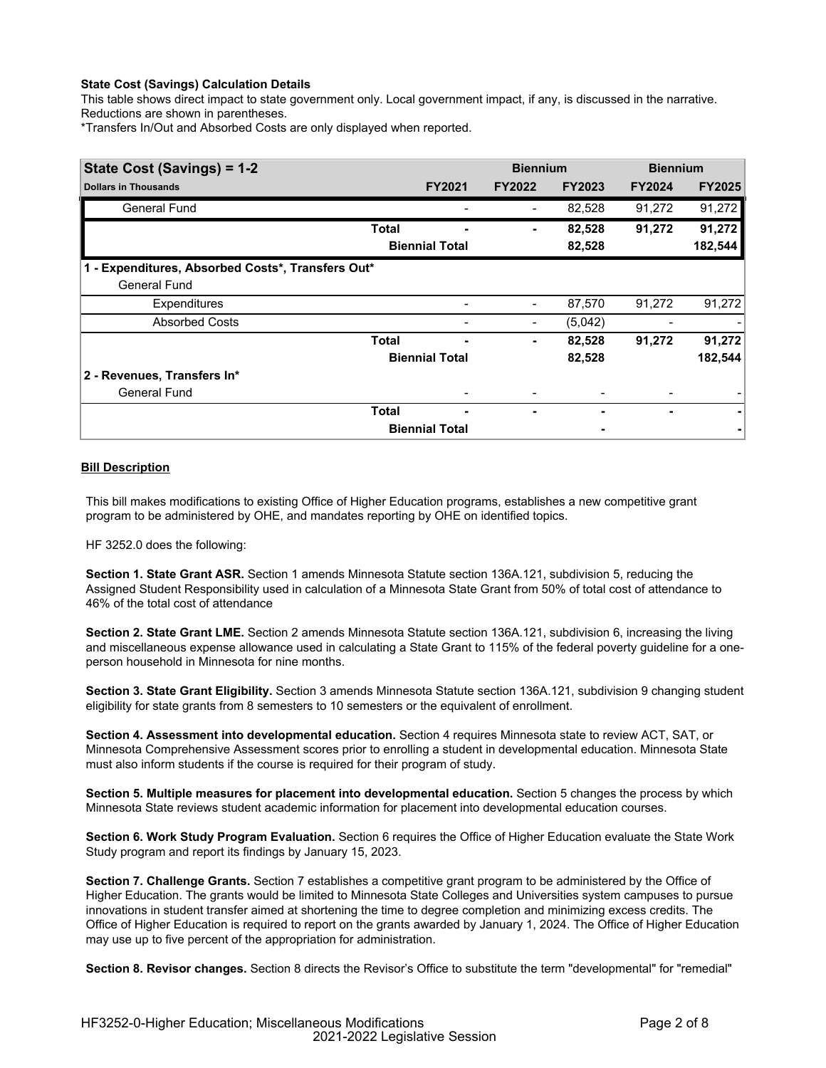**State Cost (Savings) Calculation Details**

This table shows direct impact to state government only. Local government impact, if any, is discussed in the narrative. Reductions are shown in parentheses.

*Transfers In/Out and Absorbed Costs are only displayed when reported.

| State Cost (Savings) = 1-2 | | | Biennium | | Biennium | |
|---|---|---|---|---|---|---|
| Dollars in Thousands | | FY2021 | FY2022 | FY2023 | FY2024 | FY2025 |
| General Fund | | - | - | 82,528 | 91,272 | 91,272 |
| | **Total** | **-** | **-** | **82,528** | **91,272** | **91,272** |
| | **Biennial Total** | | | **82,528** | | **182,544** |
| **1 - Expenditures, Absorbed Costs*, Transfers Out*** | | | | | | |
| General Fund | | | | | | |
| Expenditures | | - | - | 87,570 | 91,272 | 91,272 |
| Absorbed Costs | | - | - | (5,042) | - | - |
| | **Total** | **-** | **-** | **82,528** | **91,272** | **91,272** |
| | **Biennial Total** | | | **82,528** | | **182,544** |
| **2 - Revenues, Transfers In*** | | | | | | |
| General Fund | | - | - | - | - | - |
| | **Total** | **-** | **-** | **-** | **-** | **-** |
| | **Biennial Total** | | | **-** | | **-** |

**Bill Description**

This bill makes modifications to existing Office of Higher Education programs, establishes a new competitive grant program to be administered by OHE, and mandates reporting by OHE on identified topics.

HF 3252.0 does the following:

**Section 1. State Grant ASR.** Section 1 amends Minnesota Statute section 136A.121, subdivision 5, reducing the Assigned Student Responsibility used in calculation of a Minnesota State Grant from 50% of total cost of attendance to 46% of the total cost of attendance

**Section 2. State Grant LME.** Section 2 amends Minnesota Statute section 136A.121, subdivision 6, increasing the living and miscellaneous expense allowance used in calculating a State Grant to 115% of the federal poverty guideline for a one-person household in Minnesota for nine months.

**Section 3. State Grant Eligibility.** Section 3 amends Minnesota Statute section 136A.121, subdivision 9 changing student eligibility for state grants from 8 semesters to 10 semesters or the equivalent of enrollment.

**Section 4. Assessment into developmental education.** Section 4 requires Minnesota state to review ACT, SAT, or Minnesota Comprehensive Assessment scores prior to enrolling a student in developmental education. Minnesota State must also inform students if the course is required for their program of study.

**Section 5. Multiple measures for placement into developmental education.** Section 5 changes the process by which Minnesota State reviews student academic information for placement into developmental education courses.

**Section 6. Work Study Program Evaluation.** Section 6 requires the Office of Higher Education evaluate the State Work Study program and report its findings by January 15, 2023.

**Section 7. Challenge Grants.** Section 7 establishes a competitive grant program to be administered by the Office of Higher Education. The grants would be limited to Minnesota State Colleges and Universities system campuses to pursue innovations in student transfer aimed at shortening the time to degree completion and minimizing excess credits. The Office of Higher Education is required to report on the grants awarded by January 1, 2024. The Office of Higher Education may use up to five percent of the appropriation for administration.

**Section 8. Revisor changes.** Section 8 directs the Revisor's Office to substitute the term "developmental" for "remedial"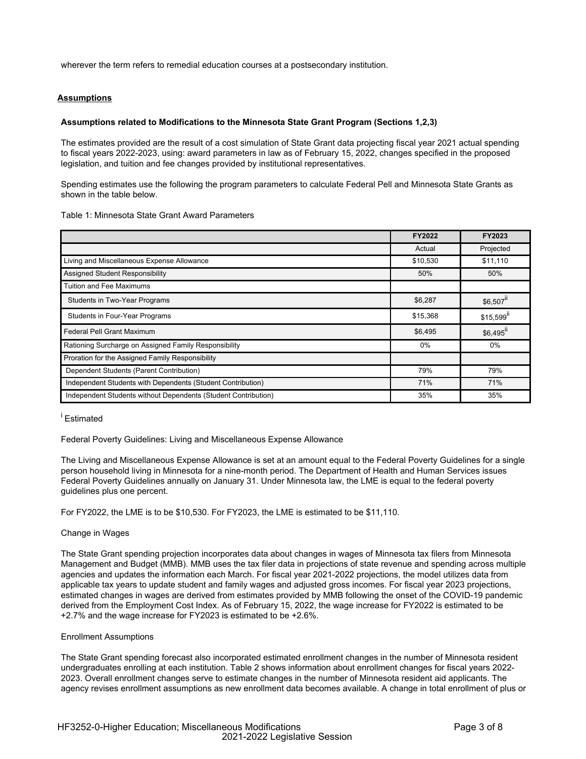wherever the term refers to remedial education courses at a postsecondary institution.

## Assumptions

### Assumptions related to Modifications to the Minnesota State Grant Program (Sections 1,2,3)

The estimates provided are the result of a cost simulation of State Grant data projecting fiscal year 2021 actual spending to fiscal years 2022-2023, using: award parameters in law as of February 15, 2022, changes specified in the proposed legislation, and tuition and fee changes provided by institutional representatives.

Spending estimates use the following the program parameters to calculate Federal Pell and Minnesota State Grants as shown in the table below.

Table 1: Minnesota State Grant Award Parameters

| | FY2022 | FY2023 |
|---|---|---|
| | Actual | Projected |
| Living and Miscellaneous Expense Allowance | $10,530 | $11,110 |
| Assigned Student Responsibility | 50% | 50% |
| Tuition and Fee Maximums | | |
| Students in Two-Year Programs | $6,287 | $6,507[ii] |
| Students in Four-Year Programs | $15,368 | $15,599[ii] |
| Federal Pell Grant Maximum | $6,495 | $6,495[ii] |
| Rationing Surcharge on Assigned Family Responsibility | 0% | 0% |
| Proration for the Assigned Family Responsibility | | |
| Dependent Students (Parent Contribution) | 79% | 79% |
| Independent Students with Dependents (Student Contribution) | 71% | 71% |
| Independent Students without Dependents (Student Contribution) | 35% | 35% |

[i] Estimated

Federal Poverty Guidelines: Living and Miscellaneous Expense Allowance

The Living and Miscellaneous Expense Allowance is set at an amount equal to the Federal Poverty Guidelines for a single person household living in Minnesota for a nine-month period. The Department of Health and Human Services issues Federal Poverty Guidelines annually on January 31. Under Minnesota law, the LME is equal to the federal poverty guidelines plus one percent.

For FY2022, the LME is to be $10,530. For FY2023, the LME is estimated to be $11,110.

Change in Wages

The State Grant spending projection incorporates data about changes in wages of Minnesota tax filers from Minnesota Management and Budget (MMB). MMB uses the tax filer data in projections of state revenue and spending across multiple agencies and updates the information each March. For fiscal year 2021-2022 projections, the model utilizes data from applicable tax years to update student and family wages and adjusted gross incomes. For fiscal year 2023 projections, estimated changes in wages are derived from estimates provided by MMB following the onset of the COVID-19 pandemic derived from the Employment Cost Index. As of February 15, 2022, the wage increase for FY2022 is estimated to be +2.7% and the wage increase for FY2023 is estimated to be +2.6%.

Enrollment Assumptions

The State Grant spending forecast also incorporated estimated enrollment changes in the number of Minnesota resident undergraduates enrolling at each institution. Table 2 shows information about enrollment changes for fiscal years 2022-2023. Overall enrollment changes serve to estimate changes in the number of Minnesota resident aid applicants. The agency revises enrollment assumptions as new enrollment data becomes available. A change in total enrollment of plus or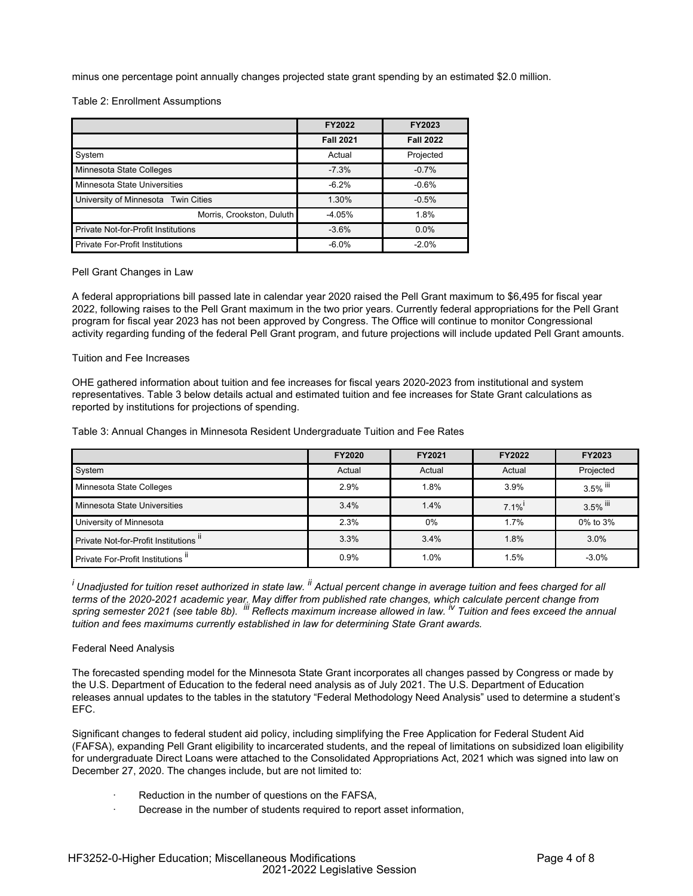minus one percentage point annually changes projected state grant spending by an estimated $2.0 million.

Table 2: Enrollment Assumptions

| | FY2022 | FY2023 |
|---|---|---|
| | **Fall 2021** | **Fall 2022** |
| System | Actual | Projected |
| Minnesota State Colleges | -7.3% | -0.7% |
| Minnesota State Universities | -6.2% | -0.6% |
| University of Minnesota Twin Cities | 1.30% | -0.5% |
| Morris, Crookston, Duluth | -4.05% | 1.8% |
| Private Not-for-Profit Institutions | -3.6% | 0.0% |
| Private For-Profit Institutions | -6.0% | -2.0% |

Pell Grant Changes in Law

A federal appropriations bill passed late in calendar year 2020 raised the Pell Grant maximum to $6,495 for fiscal year 2022, following raises to the Pell Grant maximum in the two prior years. Currently federal appropriations for the Pell Grant program for fiscal year 2023 has not been approved by Congress. The Office will continue to monitor Congressional activity regarding funding of the federal Pell Grant program, and future projections will include updated Pell Grant amounts.

Tuition and Fee Increases

OHE gathered information about tuition and fee increases for fiscal years 2020-2023 from institutional and system representatives. Table 3 below details actual and estimated tuition and fee increases for State Grant calculations as reported by institutions for projections of spending.

Table 3: Annual Changes in Minnesota Resident Undergraduate Tuition and Fee Rates

| | FY2020 | FY2021 | FY2022 | FY2023 |
|---|---|---|---|---|
| System | Actual | Actual | Actual | Projected |
| Minnesota State Colleges | 2.9% | 1.8% | 3.9% | 3.5% [iii] |
| Minnesota State Universities | 3.4% | 1.4% | 7.1%[i] | 3.5% [iii] |
| University of Minnesota | 2.3% | 0% | 1.7% | 0% to 3% |
| Private Not-for-Profit Institutions [ii] | 3.3% | 3.4% | 1.8% | 3.0% |
| Private For-Profit Institutions [ii] | 0.9% | 1.0% | 1.5% | -3.0% |

*[i] Unadjusted for tuition reset authorized in state law. [ii] Actual percent change in average tuition and fees charged for all terms of the 2020-2021 academic year. May differ from published rate changes, which calculate percent change from spring semester 2021 (see table 8b). [iii] Reflects maximum increase allowed in law. [iv] Tuition and fees exceed the annual tuition and fees maximums currently established in law for determining State Grant awards.*

Federal Need Analysis

The forecasted spending model for the Minnesota State Grant incorporates all changes passed by Congress or made by the U.S. Department of Education to the federal need analysis as of July 2021. The U.S. Department of Education releases annual updates to the tables in the statutory "Federal Methodology Need Analysis" used to determine a student's EFC.

Significant changes to federal student aid policy, including simplifying the Free Application for Federal Student Aid (FAFSA), expanding Pell Grant eligibility to incarcerated students, and the repeal of limitations on subsidized loan eligibility for undergraduate Direct Loans were attached to the Consolidated Appropriations Act, 2021 which was signed into law on December 27, 2020. The changes include, but are not limited to:

- Reduction in the number of questions on the FAFSA,
- Decrease in the number of students required to report asset information,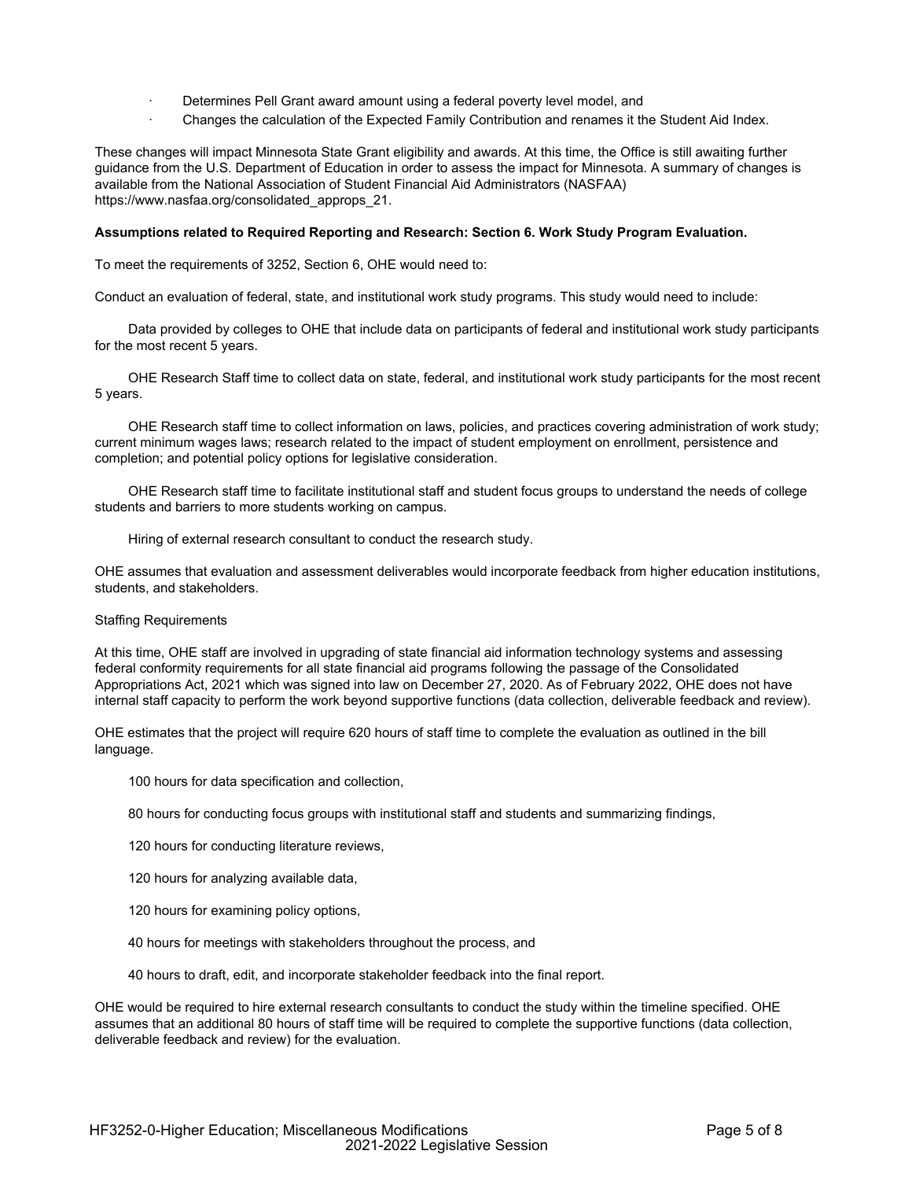- Determines Pell Grant award amount using a federal poverty level model, and
- Changes the calculation of the Expected Family Contribution and renames it the Student Aid Index.

These changes will impact Minnesota State Grant eligibility and awards. At this time, the Office is still awaiting further guidance from the U.S. Department of Education in order to assess the impact for Minnesota. A summary of changes is available from the National Association of Student Financial Aid Administrators (NASFAA) https://www.nasfaa.org/consolidated_approps_21.

**Assumptions related to Required Reporting and Research: Section 6. Work Study Program Evaluation.**

To meet the requirements of 3252, Section 6, OHE would need to:

Conduct an evaluation of federal, state, and institutional work study programs. This study would need to include:

Data provided by colleges to OHE that include data on participants of federal and institutional work study participants for the most recent 5 years.

OHE Research Staff time to collect data on state, federal, and institutional work study participants for the most recent 5 years.

OHE Research staff time to collect information on laws, policies, and practices covering administration of work study; current minimum wages laws; research related to the impact of student employment on enrollment, persistence and completion; and potential policy options for legislative consideration.

OHE Research staff time to facilitate institutional staff and student focus groups to understand the needs of college students and barriers to more students working on campus.

Hiring of external research consultant to conduct the research study.

OHE assumes that evaluation and assessment deliverables would incorporate feedback from higher education institutions, students, and stakeholders.

Staffing Requirements

At this time, OHE staff are involved in upgrading of state financial aid information technology systems and assessing federal conformity requirements for all state financial aid programs following the passage of the Consolidated Appropriations Act, 2021 which was signed into law on December 27, 2020. As of February 2022, OHE does not have internal staff capacity to perform the work beyond supportive functions (data collection, deliverable feedback and review).

OHE estimates that the project will require 620 hours of staff time to complete the evaluation as outlined in the bill language.

100 hours for data specification and collection,

80 hours for conducting focus groups with institutional staff and students and summarizing findings,

120 hours for conducting literature reviews,

120 hours for analyzing available data,

120 hours for examining policy options,

40 hours for meetings with stakeholders throughout the process, and

40 hours to draft, edit, and incorporate stakeholder feedback into the final report.

OHE would be required to hire external research consultants to conduct the study within the timeline specified. OHE assumes that an additional 80 hours of staff time will be required to complete the supportive functions (data collection, deliverable feedback and review) for the evaluation.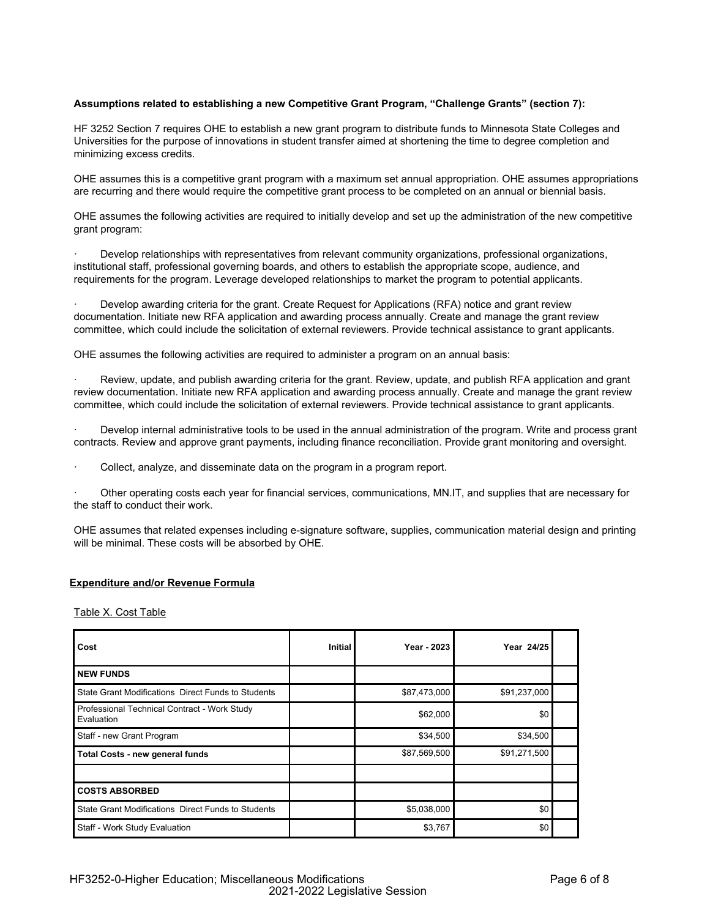**Assumptions related to establishing a new Competitive Grant Program, "Challenge Grants" (section 7):**

HF 3252 Section 7 requires OHE to establish a new grant program to distribute funds to Minnesota State Colleges and Universities for the purpose of innovations in student transfer aimed at shortening the time to degree completion and minimizing excess credits.

OHE assumes this is a competitive grant program with a maximum set annual appropriation. OHE assumes appropriations are recurring and there would require the competitive grant process to be completed on an annual or biennial basis.

OHE assumes the following activities are required to initially develop and set up the administration of the new competitive grant program:

· Develop relationships with representatives from relevant community organizations, professional organizations, institutional staff, professional governing boards, and others to establish the appropriate scope, audience, and requirements for the program. Leverage developed relationships to market the program to potential applicants.

· Develop awarding criteria for the grant. Create Request for Applications (RFA) notice and grant review documentation. Initiate new RFA application and awarding process annually. Create and manage the grant review committee, which could include the solicitation of external reviewers. Provide technical assistance to grant applicants.

OHE assumes the following activities are required to administer a program on an annual basis:

· Review, update, and publish awarding criteria for the grant. Review, update, and publish RFA application and grant review documentation. Initiate new RFA application and awarding process annually. Create and manage the grant review committee, which could include the solicitation of external reviewers. Provide technical assistance to grant applicants.

· Develop internal administrative tools to be used in the annual administration of the program. Write and process grant contracts. Review and approve grant payments, including finance reconciliation. Provide grant monitoring and oversight.

· Collect, analyze, and disseminate data on the program in a program report.

· Other operating costs each year for financial services, communications, MN.IT, and supplies that are necessary for the staff to conduct their work.

OHE assumes that related expenses including e-signature software, supplies, communication material design and printing will be minimal. These costs will be absorbed by OHE.

## Expenditure and/or Revenue Formula

Table X. Cost Table

| Cost | Initial | Year - 2023 | Year 24/25 | |
|---|---|---|---|---|
| **NEW FUNDS** | | | | |
| State Grant Modifications Direct Funds to Students | | $87,473,000 | $91,237,000 | |
| Professional Technical Contract - Work Study Evaluation | | $62,000 | $0 | |
| Staff - new Grant Program | | $34,500 | $34,500 | |
| **Total Costs - new general funds** | | $87,569,500 | $91,271,500 | |
| | | | | |
| **COSTS ABSORBED** | | | | |
| State Grant Modifications Direct Funds to Students | | $5,038,000 | $0 | |
| Staff - Work Study Evaluation | | $3,767 | $0 | |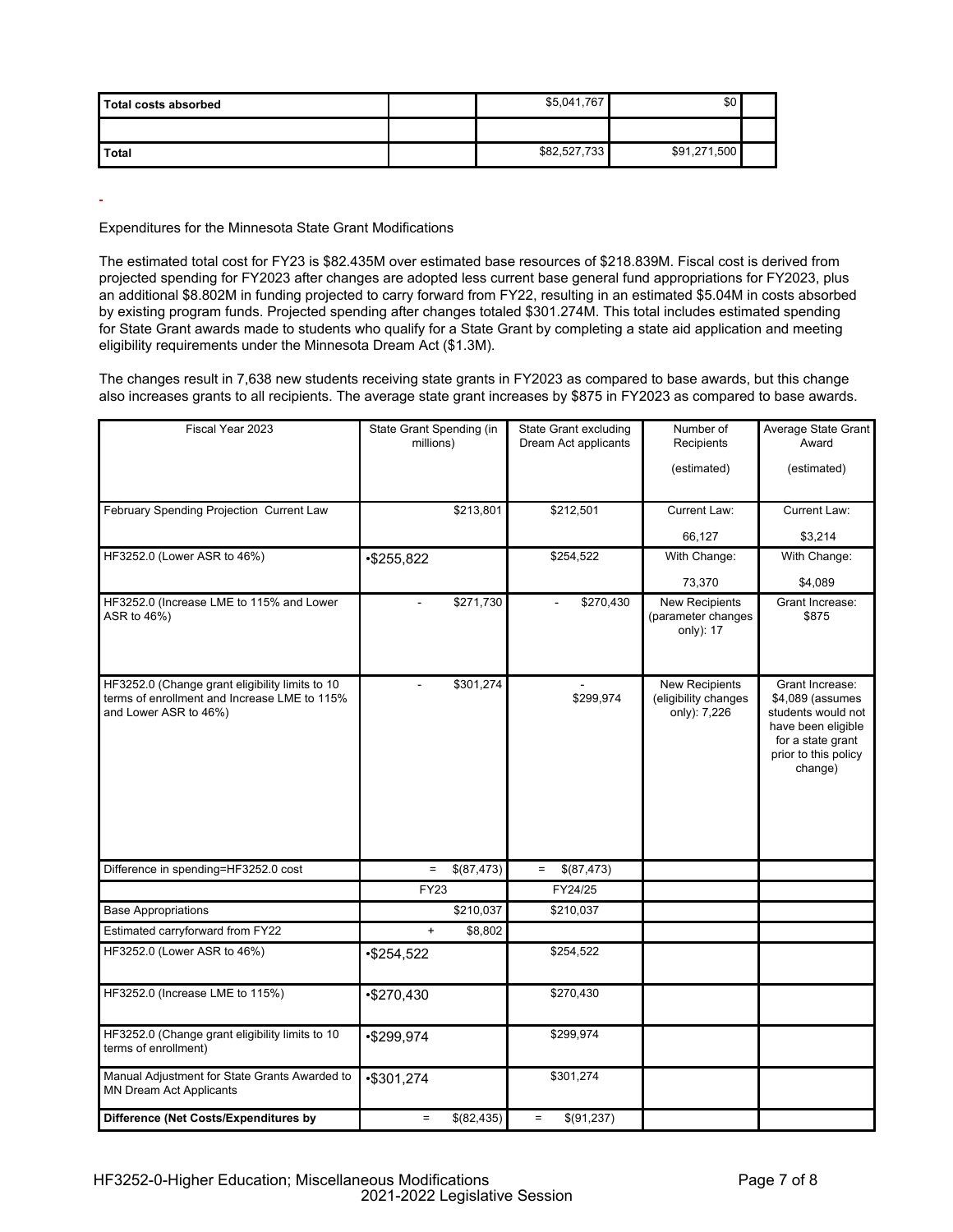| Total costs absorbed | | $5,041,767 | $0 | |
|---|---|---|---|---|
| | | | | |
| **Total** | | $82,527,733 | $91,271,500 | |

-

Expenditures for the Minnesota State Grant Modifications

The estimated total cost for FY23 is $82.435M over estimated base resources of $218.839M. Fiscal cost is derived from projected spending for FY2023 after changes are adopted less current base general fund appropriations for FY2023, plus an additional $8.802M in funding projected to carry forward from FY22, resulting in an estimated $5.04M in costs absorbed by existing program funds. Projected spending after changes totaled $301.274M. This total includes estimated spending for State Grant awards made to students who qualify for a State Grant by completing a state aid application and meeting eligibility requirements under the Minnesota Dream Act ($1.3M).

The changes result in 7,638 new students receiving state grants in FY2023 as compared to base awards, but this change also increases grants to all recipients. The average state grant increases by $875 in FY2023 as compared to base awards.

| Fiscal Year 2023 | State Grant Spending (in millions) | State Grant excluding Dream Act applicants | Number of Recipients (estimated) | Average State Grant Award (estimated) |
|---|---|---|---|---|
| February Spending Projection Current Law | $213,801 | $212,501 | Current Law: 66,127 | Current Law: $3,214 |
| HF3252.0 (Lower ASR to 46%) | •$255,822 | $254,522 | With Change: 73,370 | With Change: $4,089 |
| HF3252.0 (Increase LME to 115% and Lower ASR to 46%) | - $271,730 | - $270,430 | New Recipients (parameter changes only): 17 | Grant Increase: $875 |
| HF3252.0 (Change grant eligibility limits to 10 terms of enrollment and Increase LME to 115% and Lower ASR to 46%) | - $301,274 | - $299,974 | New Recipients (eligibility changes only): 7,226 | Grant Increase: $4,089 (assumes students would not have been eligible for a state grant prior to this policy change) |
| Difference in spending=HF3252.0 cost | = $(87,473) | = $(87,473) | | |
| | FY23 | FY24/25 | | |
| Base Appropriations | $210,037 | $210,037 | | |
| Estimated carryforward from FY22 | + $8,802 | | | |
| HF3252.0 (Lower ASR to 46%) | •$254,522 | $254,522 | | |
| HF3252.0 (Increase LME to 115%) | •$270,430 | $270,430 | | |
| HF3252.0 (Change grant eligibility limits to 10 terms of enrollment) | •$299,974 | $299,974 | | |
| Manual Adjustment for State Grants Awarded to MN Dream Act Applicants | •$301,274 | $301,274 | | |
| **Difference (Net Costs/Expenditures by** | = $(82,435) | = $(91,237) | | |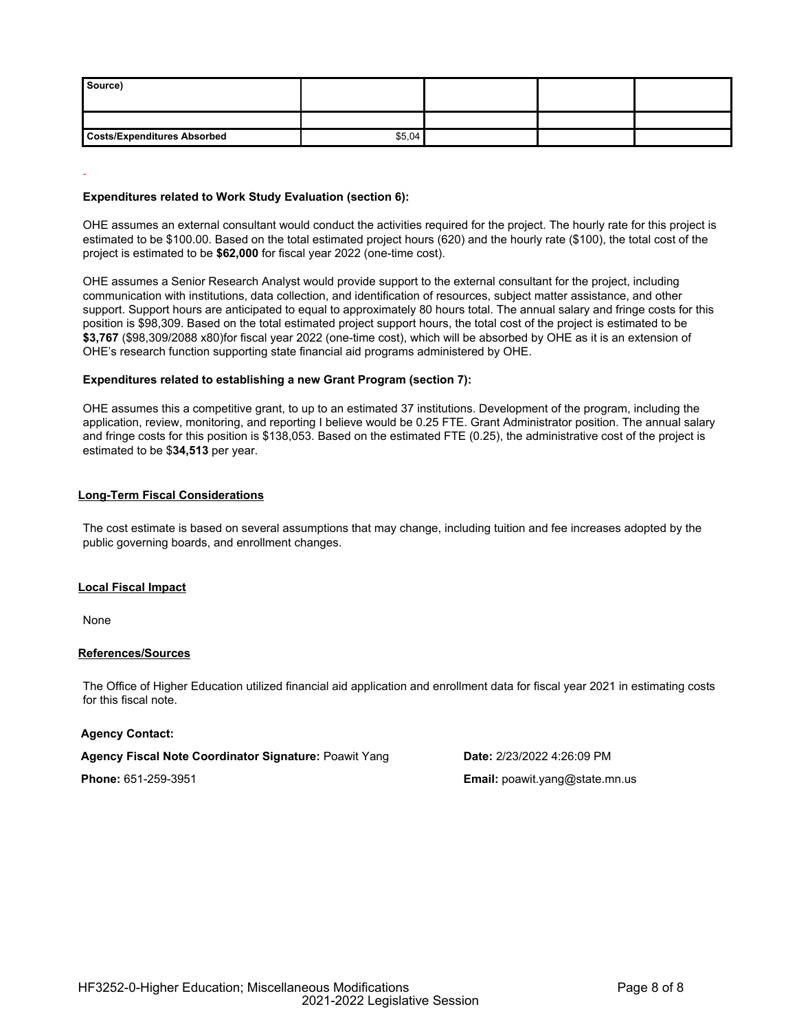| | | | | |
|---|---|---|---|---|
| Source) | | | | |
| | | | | |
| Costs/Expenditures Absorbed | $5,04 | | | |

**Expenditures related to Work Study Evaluation (section 6):**

OHE assumes an external consultant would conduct the activities required for the project. The hourly rate for this project is estimated to be $100.00. Based on the total estimated project hours (620) and the hourly rate ($100), the total cost of the project is estimated to be **$62,000** for fiscal year 2022 (one-time cost).

OHE assumes a Senior Research Analyst would provide support to the external consultant for the project, including communication with institutions, data collection, and identification of resources, subject matter assistance, and other support. Support hours are anticipated to equal to approximately 80 hours total. The annual salary and fringe costs for this position is $98,309. Based on the total estimated project support hours, the total cost of the project is estimated to be **$3,767** ($98,309/2088 x80)for fiscal year 2022 (one-time cost), which will be absorbed by OHE as it is an extension of OHE's research function supporting state financial aid programs administered by OHE.

**Expenditures related to establishing a new Grant Program (section 7):**

OHE assumes this a competitive grant, to up to an estimated 37 institutions. Development of the program, including the application, review, monitoring, and reporting I believe would be 0.25 FTE. Grant Administrator position. The annual salary and fringe costs for this position is $138,053. Based on the estimated FTE (0.25), the administrative cost of the project is estimated to be $**34,513** per year.

**Long-Term Fiscal Considerations**

The cost estimate is based on several assumptions that may change, including tuition and fee increases adopted by the public governing boards, and enrollment changes.

**Local Fiscal Impact**

None

**References/Sources**

The Office of Higher Education utilized financial aid application and enrollment data for fiscal year 2021 in estimating costs for this fiscal note.

**Agency Contact:**

**Agency Fiscal Note Coordinator Signature:** Poawit Yang

**Date:** 2/23/2022 4:26:09 PM

**Phone:** 651-259-3951

**Email:** poawit.yang@state.mn.us